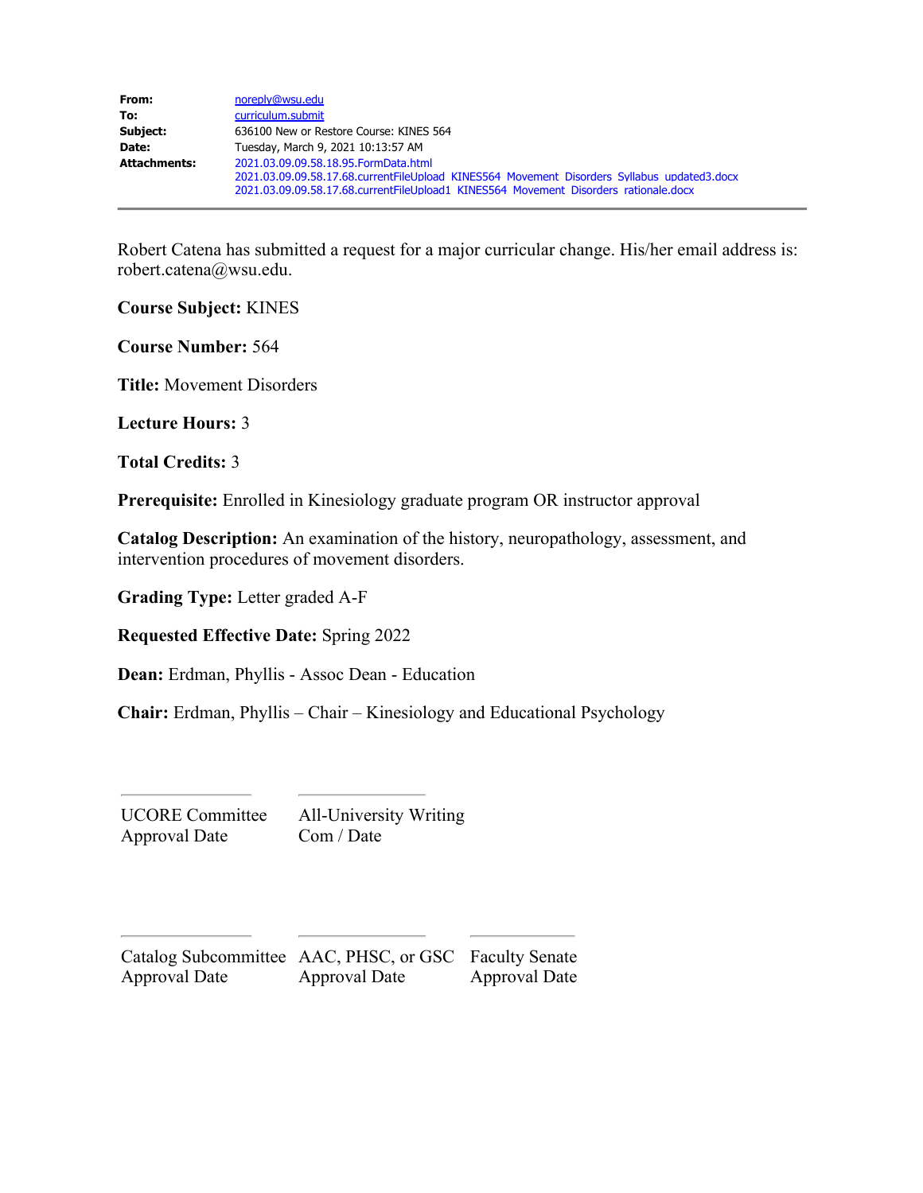| | |
|---|---|
| **From:** | noreply@wsu.edu |
| **To:** | curriculum.submit |
| **Subject:** | 636100 New or Restore Course: KINES 564 |
| **Date:** | Tuesday, March 9, 2021 10:13:57 AM |
| **Attachments:** | 2021.03.09.09.58.18.95.FormData.html<br>2021.03.09.09.58.17.68.currentFileUpload KINES564 Movement Disorders Syllabus updated3.docx<br>2021.03.09.09.58.17.68.currentFileUpload1 KINES564 Movement Disorders rationale.docx |

---

Robert Catena has submitted a request for a major curricular change. His/her email address is: robert.catena@wsu.edu.

**Course Subject:** KINES

**Course Number:** 564

**Title:** Movement Disorders

**Lecture Hours:** 3

**Total Credits:** 3

**Prerequisite:** Enrolled in Kinesiology graduate program OR instructor approval

**Catalog Description:** An examination of the history, neuropathology, assessment, and intervention procedures of movement disorders.

**Grading Type:** Letter graded A-F

**Requested Effective Date:** Spring 2022

**Dean:** Erdman, Phyllis - Assoc Dean - Education

**Chair:** Erdman, Phyllis – Chair – Kinesiology and Educational Psychology

UCORE Committee Approval Date

All-University Writing Com / Date

Catalog Subcommittee Approval Date

AAC, PHSC, or GSC Approval Date

Faculty Senate Approval Date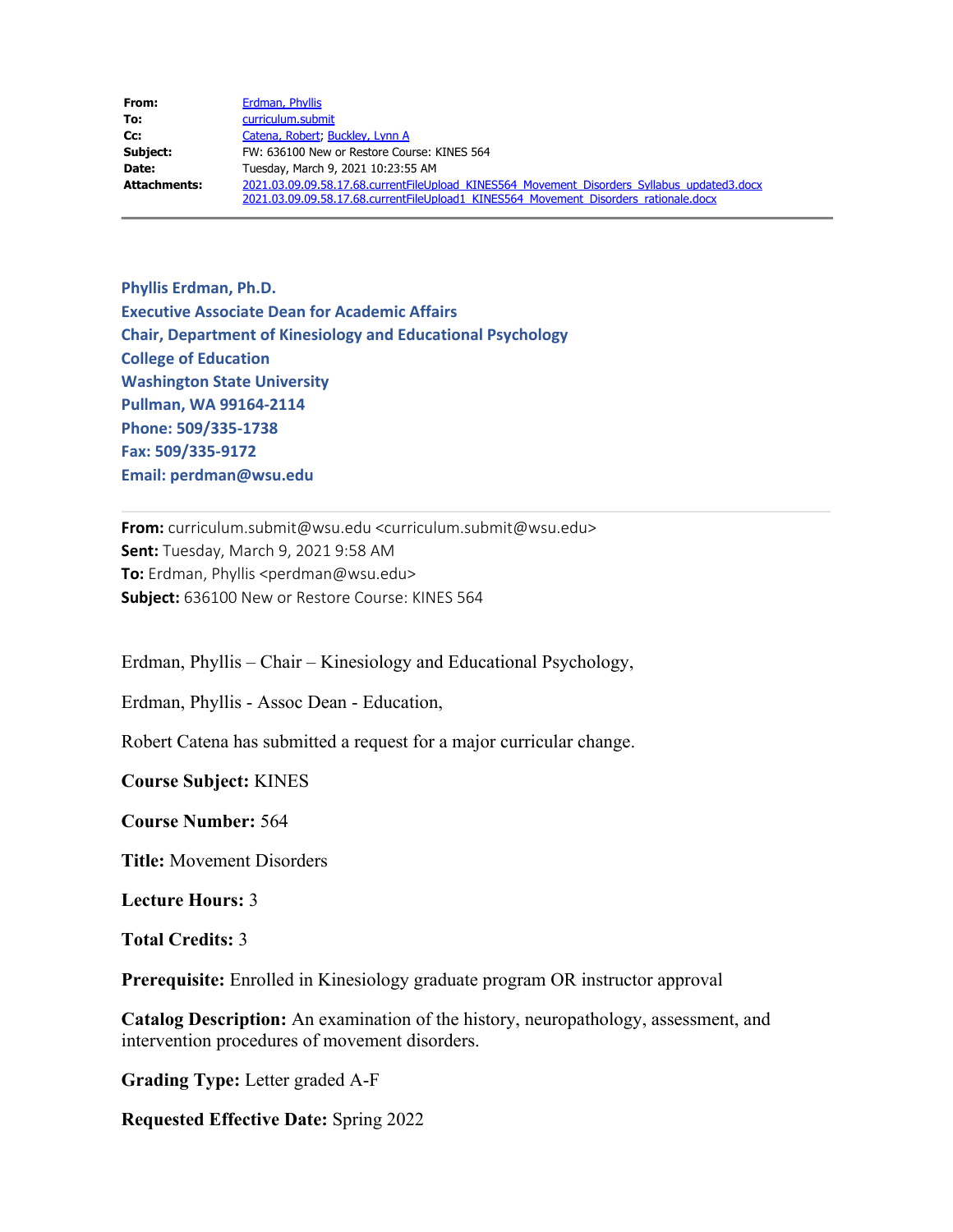| | |
|---|---|
| **From:** | Erdman, Phyllis |
| **To:** | curriculum.submit |
| **Cc:** | Catena, Robert; Buckley, Lynn A |
| **Subject:** | FW: 636100 New or Restore Course: KINES 564 |
| **Date:** | Tuesday, March 9, 2021 10:23:55 AM |
| **Attachments:** | 2021.03.09.09.58.17.68.currentFileUpload_KINES564_Movement_Disorders_Syllabus_updated3.docx<br>2021.03.09.09.58.17.68.currentFileUpload1_KINES564_Movement_Disorders_rationale.docx |

**Phyllis Erdman, Ph.D.**
**Executive Associate Dean for Academic Affairs**
**Chair, Department of Kinesiology and Educational Psychology**
**College of Education**
**Washington State University**
**Pullman, WA 99164-2114**
**Phone: 509/335-1738**
**Fax: 509/335-9172**
**Email: perdman@wsu.edu**

---

**From:** curriculum.submit@wsu.edu <curriculum.submit@wsu.edu>
**Sent:** Tuesday, March 9, 2021 9:58 AM
**To:** Erdman, Phyllis <perdman@wsu.edu>
**Subject:** 636100 New or Restore Course: KINES 564

Erdman, Phyllis – Chair – Kinesiology and Educational Psychology,

Erdman, Phyllis - Assoc Dean - Education,

Robert Catena has submitted a request for a major curricular change.

**Course Subject:** KINES

**Course Number:** 564

**Title:** Movement Disorders

**Lecture Hours:** 3

**Total Credits:** 3

**Prerequisite:** Enrolled in Kinesiology graduate program OR instructor approval

**Catalog Description:** An examination of the history, neuropathology, assessment, and intervention procedures of movement disorders.

**Grading Type:** Letter graded A-F

**Requested Effective Date:** Spring 2022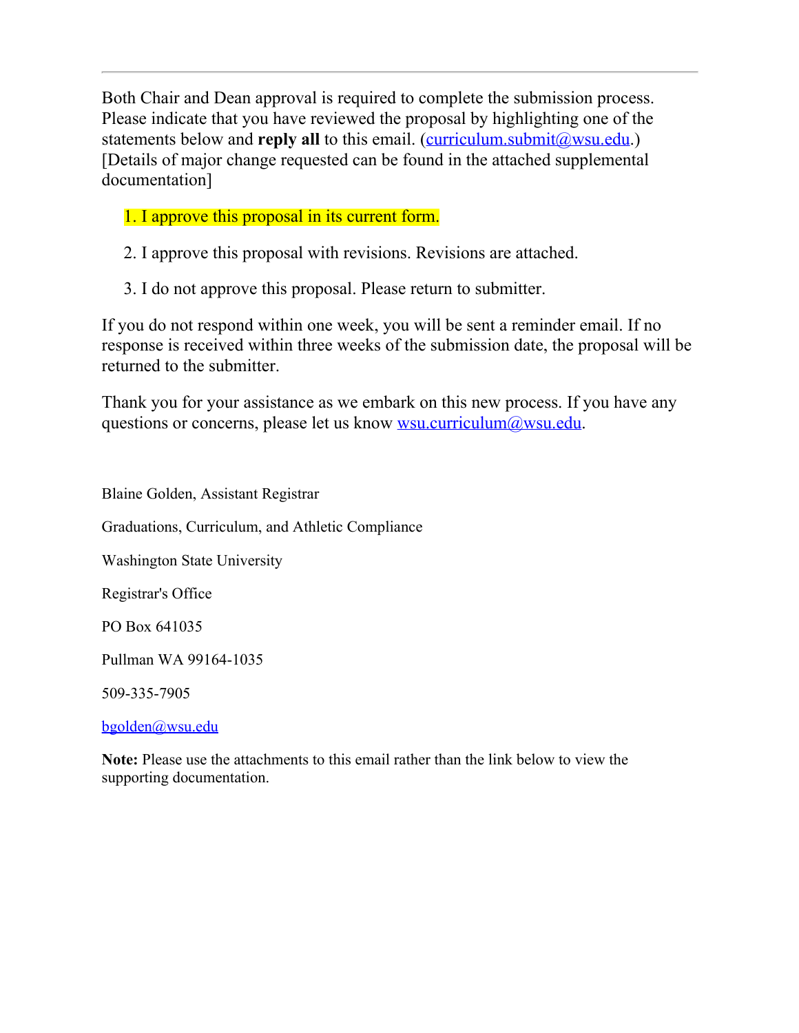---

Both Chair and Dean approval is required to complete the submission process. Please indicate that you have reviewed the proposal by highlighting one of the statements below and **reply all** to this email. (curriculum.submit@wsu.edu.) [Details of major change requested can be found in the attached supplemental documentation]

1. I approve this proposal in its current form.

2. I approve this proposal with revisions. Revisions are attached.

3. I do not approve this proposal. Please return to submitter.

If you do not respond within one week, you will be sent a reminder email. If no response is received within three weeks of the submission date, the proposal will be returned to the submitter.

Thank you for your assistance as we embark on this new process. If you have any questions or concerns, please let us know wsu.curriculum@wsu.edu.

Blaine Golden, Assistant Registrar

Graduations, Curriculum, and Athletic Compliance

Washington State University

Registrar's Office

PO Box 641035

Pullman WA 99164-1035

509-335-7905

bgolden@wsu.edu

**Note:** Please use the attachments to this email rather than the link below to view the supporting documentation.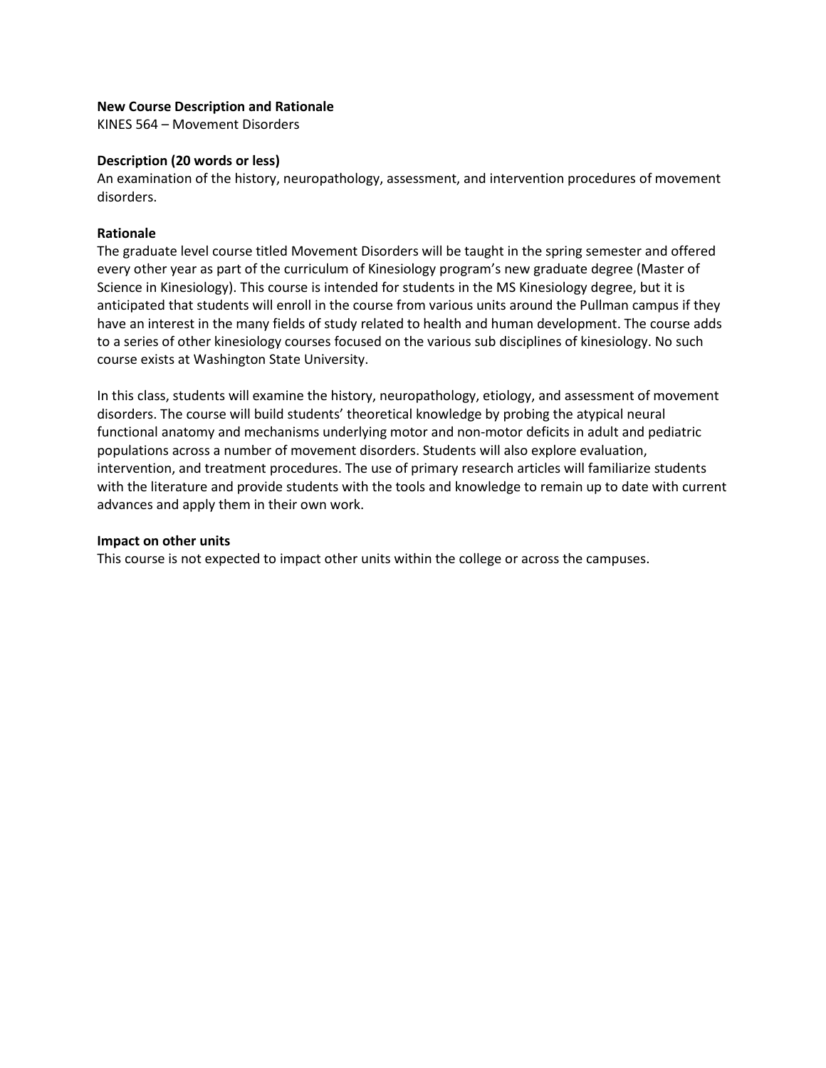**New Course Description and Rationale**

KINES 564 – Movement Disorders

**Description (20 words or less)**

An examination of the history, neuropathology, assessment, and intervention procedures of movement disorders.

**Rationale**

The graduate level course titled Movement Disorders will be taught in the spring semester and offered every other year as part of the curriculum of Kinesiology program's new graduate degree (Master of Science in Kinesiology). This course is intended for students in the MS Kinesiology degree, but it is anticipated that students will enroll in the course from various units around the Pullman campus if they have an interest in the many fields of study related to health and human development. The course adds to a series of other kinesiology courses focused on the various sub disciplines of kinesiology. No such course exists at Washington State University.

In this class, students will examine the history, neuropathology, etiology, and assessment of movement disorders. The course will build students' theoretical knowledge by probing the atypical neural functional anatomy and mechanisms underlying motor and non-motor deficits in adult and pediatric populations across a number of movement disorders. Students will also explore evaluation, intervention, and treatment procedures. The use of primary research articles will familiarize students with the literature and provide students with the tools and knowledge to remain up to date with current advances and apply them in their own work.

**Impact on other units**

This course is not expected to impact other units within the college or across the campuses.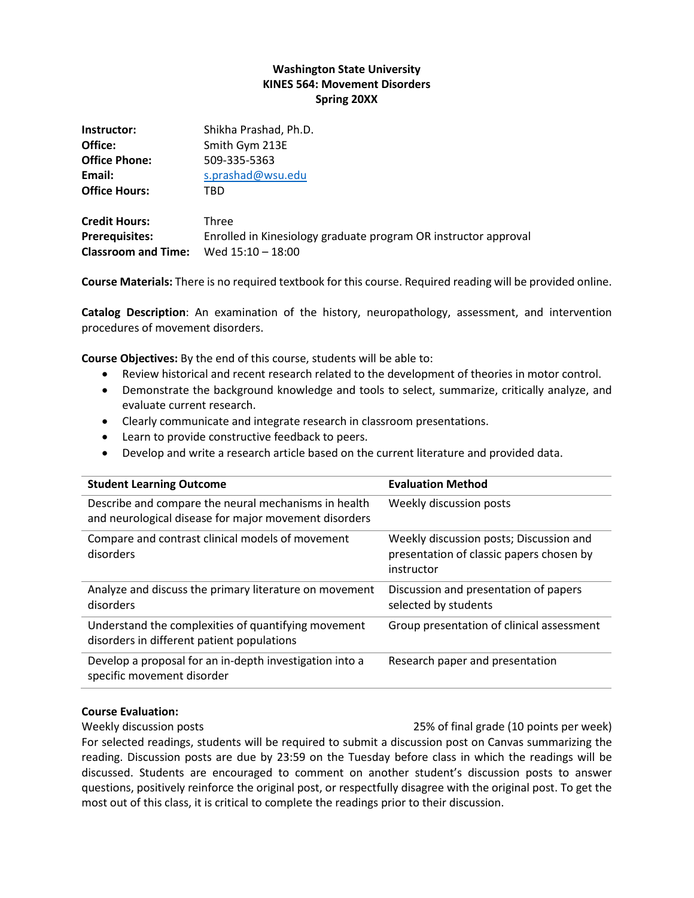**Washington State University**
**KINES 564: Movement Disorders**
**Spring 20XX**

| | |
|---|---|
| **Instructor:** | Shikha Prashad, Ph.D. |
| **Office:** | Smith Gym 213E |
| **Office Phone:** | 509-335-5363 |
| **Email:** | s.prashad@wsu.edu |
| **Office Hours:** | TBD |

| | |
|---|---|
| **Credit Hours:** | Three |
| **Prerequisites:** | Enrolled in Kinesiology graduate program OR instructor approval |
| **Classroom and Time:** | Wed 15:10 – 18:00 |

**Course Materials:** There is no required textbook for this course. Required reading will be provided online.

**Catalog Description**: An examination of the history, neuropathology, assessment, and intervention procedures of movement disorders.

**Course Objectives:** By the end of this course, students will be able to:

- Review historical and recent research related to the development of theories in motor control.
- Demonstrate the background knowledge and tools to select, summarize, critically analyze, and evaluate current research.
- Clearly communicate and integrate research in classroom presentations.
- Learn to provide constructive feedback to peers.
- Develop and write a research article based on the current literature and provided data.

| Student Learning Outcome | Evaluation Method |
|---|---|
| Describe and compare the neural mechanisms in health and neurological disease for major movement disorders | Weekly discussion posts |
| Compare and contrast clinical models of movement disorders | Weekly discussion posts; Discussion and presentation of classic papers chosen by instructor |
| Analyze and discuss the primary literature on movement disorders | Discussion and presentation of papers selected by students |
| Understand the complexities of quantifying movement disorders in different patient populations | Group presentation of clinical assessment |
| Develop a proposal for an in-depth investigation into a specific movement disorder | Research paper and presentation |

**Course Evaluation:**

Weekly discussion posts — 25% of final grade (10 points per week)

For selected readings, students will be required to submit a discussion post on Canvas summarizing the reading. Discussion posts are due by 23:59 on the Tuesday before class in which the readings will be discussed. Students are encouraged to comment on another student's discussion posts to answer questions, positively reinforce the original post, or respectfully disagree with the original post. To get the most out of this class, it is critical to complete the readings prior to their discussion.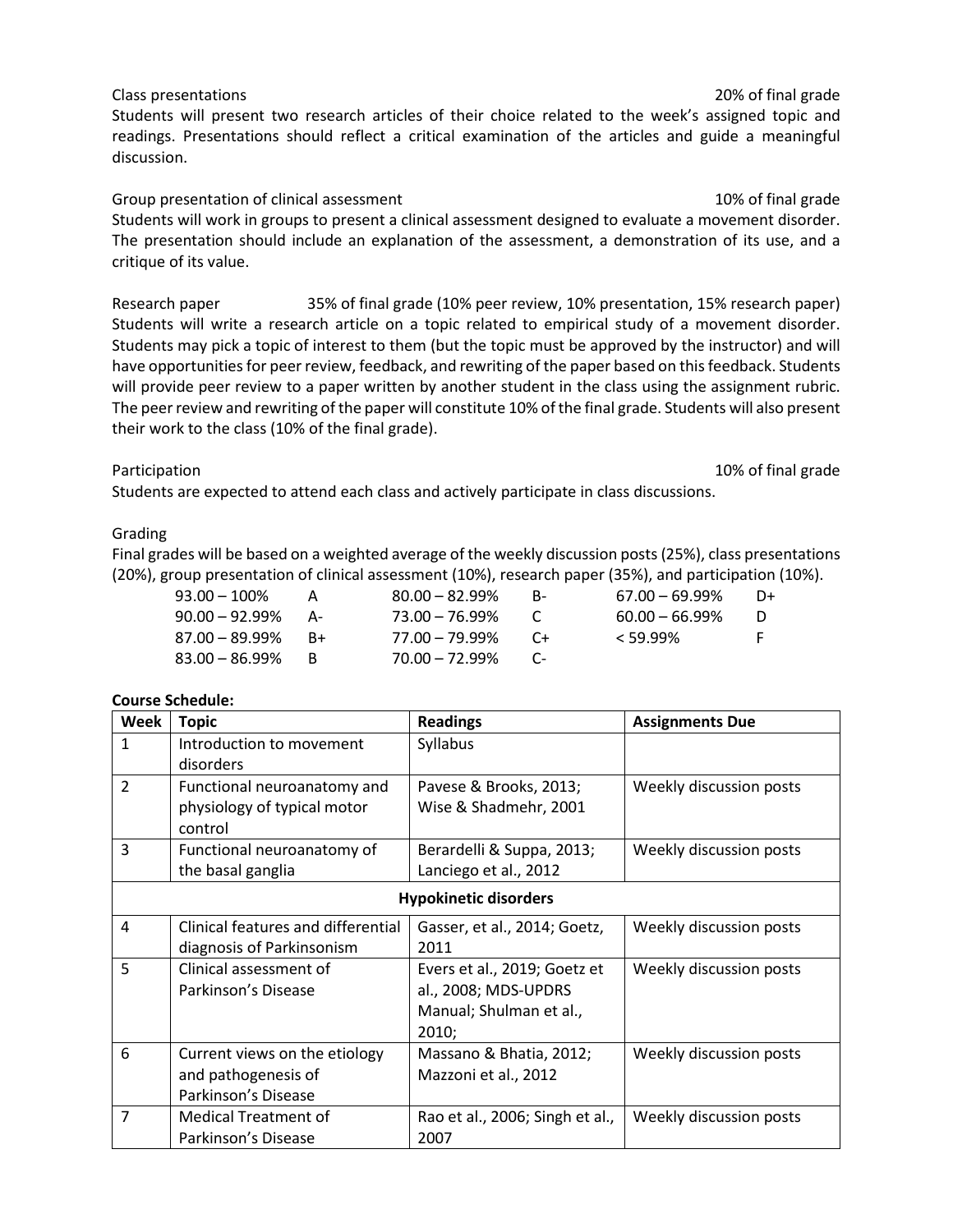Class presentations 20% of final grade

Students will present two research articles of their choice related to the week's assigned topic and readings. Presentations should reflect a critical examination of the articles and guide a meaningful discussion.

Group presentation of clinical assessment 10% of final grade

Students will work in groups to present a clinical assessment designed to evaluate a movement disorder. The presentation should include an explanation of the assessment, a demonstration of its use, and a critique of its value.

Research paper 35% of final grade (10% peer review, 10% presentation, 15% research paper)

Students will write a research article on a topic related to empirical study of a movement disorder. Students may pick a topic of interest to them (but the topic must be approved by the instructor) and will have opportunities for peer review, feedback, and rewriting of the paper based on this feedback. Students will provide peer review to a paper written by another student in the class using the assignment rubric. The peer review and rewriting of the paper will constitute 10% of the final grade. Students will also present their work to the class (10% of the final grade).

Participation 10% of final grade

Students are expected to attend each class and actively participate in class discussions.

Grading

Final grades will be based on a weighted average of the weekly discussion posts (25%), class presentations (20%), group presentation of clinical assessment (10%), research paper (35%), and participation (10%).

| | | | | | |
|---|---|---|---|---|---|
| 93.00 – 100% | A | 80.00 – 82.99% | B- | 67.00 – 69.99% | D+ |
| 90.00 – 92.99% | A- | 73.00 – 76.99% | C | 60.00 – 66.99% | D |
| 87.00 – 89.99% | B+ | 77.00 – 79.99% | C+ | < 59.99% | F |
| 83.00 – 86.99% | B | 70.00 – 72.99% | C- | | |

**Course Schedule:**

| Week | Topic | Readings | Assignments Due |
|---|---|---|---|
| 1 | Introduction to movement disorders | Syllabus | |
| 2 | Functional neuroanatomy and physiology of typical motor control | Pavese & Brooks, 2013; Wise & Shadmehr, 2001 | Weekly discussion posts |
| 3 | Functional neuroanatomy of the basal ganglia | Berardelli & Suppa, 2013; Lanciego et al., 2012 | Weekly discussion posts |
| | **Hypokinetic disorders** | | |
| 4 | Clinical features and differential diagnosis of Parkinsonism | Gasser, et al., 2014; Goetz, 2011 | Weekly discussion posts |
| 5 | Clinical assessment of Parkinson's Disease | Evers et al., 2019; Goetz et al., 2008; MDS-UPDRS Manual; Shulman et al., 2010; | Weekly discussion posts |
| 6 | Current views on the etiology and pathogenesis of Parkinson's Disease | Massano & Bhatia, 2012; Mazzoni et al., 2012 | Weekly discussion posts |
| 7 | Medical Treatment of Parkinson's Disease | Rao et al., 2006; Singh et al., 2007 | Weekly discussion posts |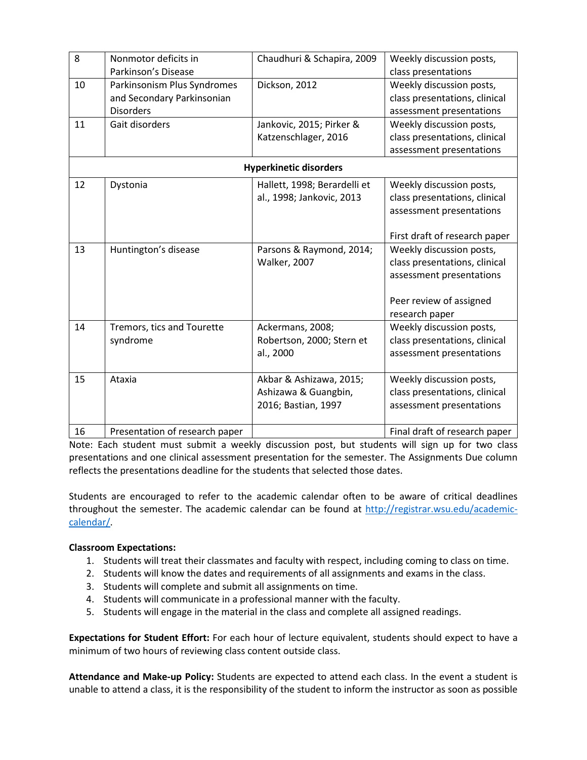| | | | |
|---|---|---|---|
| 8 | Nonmotor deficits in Parkinson's Disease | Chaudhuri & Schapira, 2009 | Weekly discussion posts, class presentations |
| 10 | Parkinsonism Plus Syndromes and Secondary Parkinsonian Disorders | Dickson, 2012 | Weekly discussion posts, class presentations, clinical assessment presentations |
| 11 | Gait disorders | Jankovic, 2015; Pirker & Katzenschlager, 2016 | Weekly discussion posts, class presentations, clinical assessment presentations |
| | **Hyperkinetic disorders** | | |
| 12 | Dystonia | Hallett, 1998; Berardelli et al., 1998; Jankovic, 2013 | Weekly discussion posts, class presentations, clinical assessment presentations<br><br>First draft of research paper |
| 13 | Huntington's disease | Parsons & Raymond, 2014; Walker, 2007 | Weekly discussion posts, class presentations, clinical assessment presentations<br><br>Peer review of assigned research paper |
| 14 | Tremors, tics and Tourette syndrome | Ackermans, 2008; Robertson, 2000; Stern et al., 2000 | Weekly discussion posts, class presentations, clinical assessment presentations |
| 15 | Ataxia | Akbar & Ashizawa, 2015; Ashizawa & Guangbin, 2016; Bastian, 1997 | Weekly discussion posts, class presentations, clinical assessment presentations |
| 16 | Presentation of research paper | | Final draft of research paper |

Note: Each student must submit a weekly discussion post, but students will sign up for two class presentations and one clinical assessment presentation for the semester. The Assignments Due column reflects the presentations deadline for the students that selected those dates.

Students are encouraged to refer to the academic calendar often to be aware of critical deadlines throughout the semester. The academic calendar can be found at http://registrar.wsu.edu/academic-calendar/.

**Classroom Expectations:**

1. Students will treat their classmates and faculty with respect, including coming to class on time.
2. Students will know the dates and requirements of all assignments and exams in the class.
3. Students will complete and submit all assignments on time.
4. Students will communicate in a professional manner with the faculty.
5. Students will engage in the material in the class and complete all assigned readings.

**Expectations for Student Effort:** For each hour of lecture equivalent, students should expect to have a minimum of two hours of reviewing class content outside class.

**Attendance and Make-up Policy:** Students are expected to attend each class. In the event a student is unable to attend a class, it is the responsibility of the student to inform the instructor as soon as possible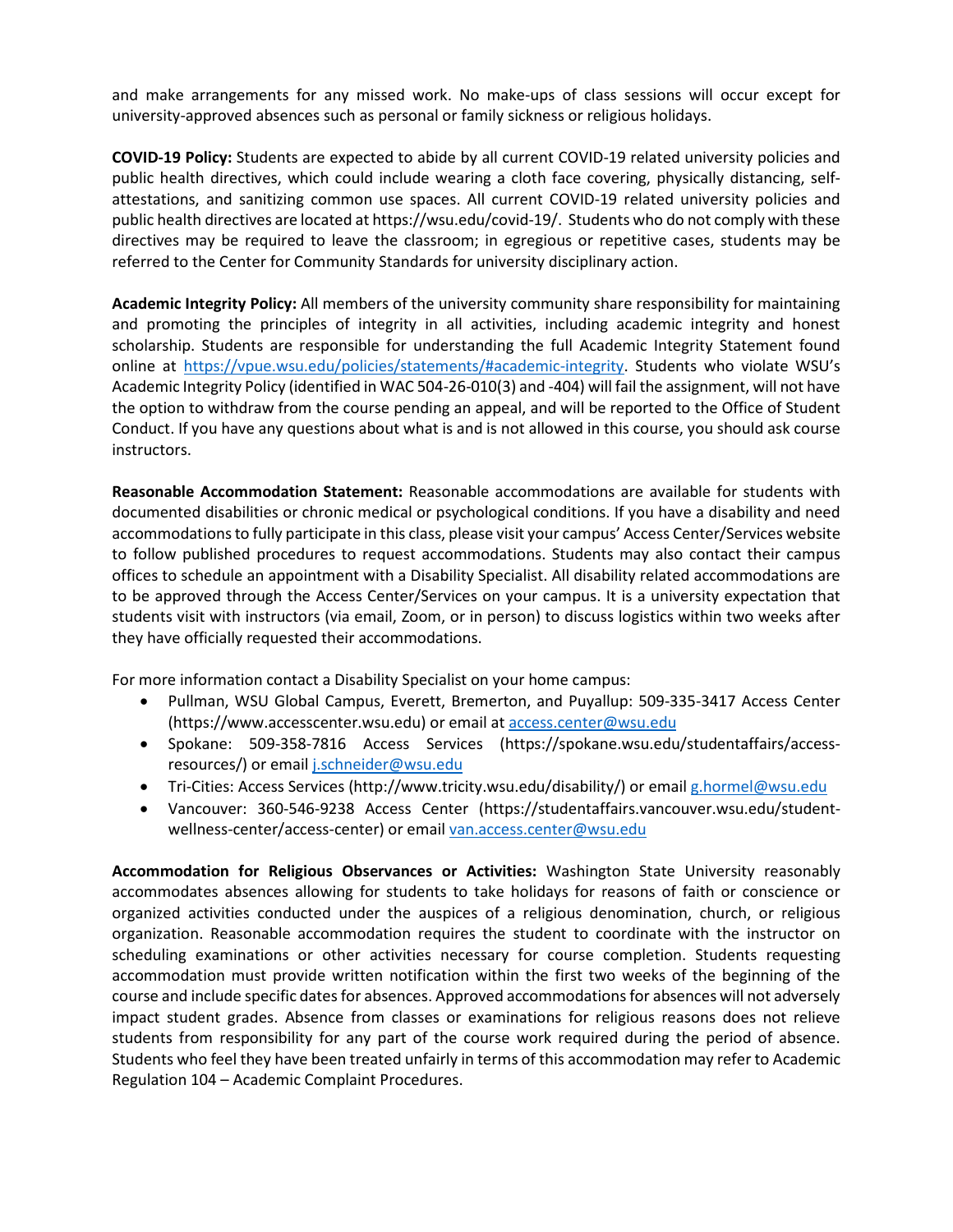and make arrangements for any missed work. No make-ups of class sessions will occur except for university-approved absences such as personal or family sickness or religious holidays.

**COVID-19 Policy:** Students are expected to abide by all current COVID-19 related university policies and public health directives, which could include wearing a cloth face covering, physically distancing, self-attestations, and sanitizing common use spaces. All current COVID-19 related university policies and public health directives are located at https://wsu.edu/covid-19/. Students who do not comply with these directives may be required to leave the classroom; in egregious or repetitive cases, students may be referred to the Center for Community Standards for university disciplinary action.

**Academic Integrity Policy:** All members of the university community share responsibility for maintaining and promoting the principles of integrity in all activities, including academic integrity and honest scholarship. Students are responsible for understanding the full Academic Integrity Statement found online at https://vpue.wsu.edu/policies/statements/#academic-integrity. Students who violate WSU's Academic Integrity Policy (identified in WAC 504-26-010(3) and -404) will fail the assignment, will not have the option to withdraw from the course pending an appeal, and will be reported to the Office of Student Conduct. If you have any questions about what is and is not allowed in this course, you should ask course instructors.

**Reasonable Accommodation Statement:** Reasonable accommodations are available for students with documented disabilities or chronic medical or psychological conditions. If you have a disability and need accommodations to fully participate in this class, please visit your campus' Access Center/Services website to follow published procedures to request accommodations. Students may also contact their campus offices to schedule an appointment with a Disability Specialist. All disability related accommodations are to be approved through the Access Center/Services on your campus. It is a university expectation that students visit with instructors (via email, Zoom, or in person) to discuss logistics within two weeks after they have officially requested their accommodations.

For more information contact a Disability Specialist on your home campus:

- Pullman, WSU Global Campus, Everett, Bremerton, and Puyallup: 509-335-3417 Access Center (https://www.accesscenter.wsu.edu) or email at access.center@wsu.edu
- Spokane: 509-358-7816 Access Services (https://spokane.wsu.edu/studentaffairs/access-resources/) or email j.schneider@wsu.edu
- Tri-Cities: Access Services (http://www.tricity.wsu.edu/disability/) or email g.hormel@wsu.edu
- Vancouver: 360-546-9238 Access Center (https://studentaffairs.vancouver.wsu.edu/student-wellness-center/access-center) or email van.access.center@wsu.edu

**Accommodation for Religious Observances or Activities:** Washington State University reasonably accommodates absences allowing for students to take holidays for reasons of faith or conscience or organized activities conducted under the auspices of a religious denomination, church, or religious organization. Reasonable accommodation requires the student to coordinate with the instructor on scheduling examinations or other activities necessary for course completion. Students requesting accommodation must provide written notification within the first two weeks of the beginning of the course and include specific dates for absences. Approved accommodations for absences will not adversely impact student grades. Absence from classes or examinations for religious reasons does not relieve students from responsibility for any part of the course work required during the period of absence. Students who feel they have been treated unfairly in terms of this accommodation may refer to Academic Regulation 104 – Academic Complaint Procedures.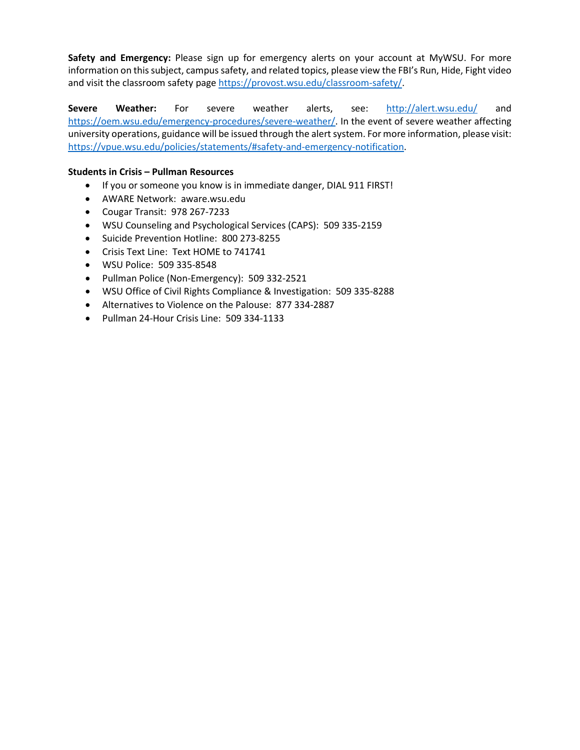**Safety and Emergency:** Please sign up for emergency alerts on your account at MyWSU. For more information on this subject, campus safety, and related topics, please view the FBI's Run, Hide, Fight video and visit the classroom safety page https://provost.wsu.edu/classroom-safety/.

**Severe Weather:** For severe weather alerts, see: http://alert.wsu.edu/ and https://oem.wsu.edu/emergency-procedures/severe-weather/. In the event of severe weather affecting university operations, guidance will be issued through the alert system. For more information, please visit: https://vpue.wsu.edu/policies/statements/#safety-and-emergency-notification.

**Students in Crisis – Pullman Resources**

- If you or someone you know is in immediate danger, DIAL 911 FIRST!
- AWARE Network: aware.wsu.edu
- Cougar Transit: 978 267-7233
- WSU Counseling and Psychological Services (CAPS): 509 335-2159
- Suicide Prevention Hotline: 800 273-8255
- Crisis Text Line: Text HOME to 741741
- WSU Police: 509 335-8548
- Pullman Police (Non-Emergency): 509 332-2521
- WSU Office of Civil Rights Compliance & Investigation: 509 335-8288
- Alternatives to Violence on the Palouse: 877 334-2887
- Pullman 24-Hour Crisis Line: 509 334-1133